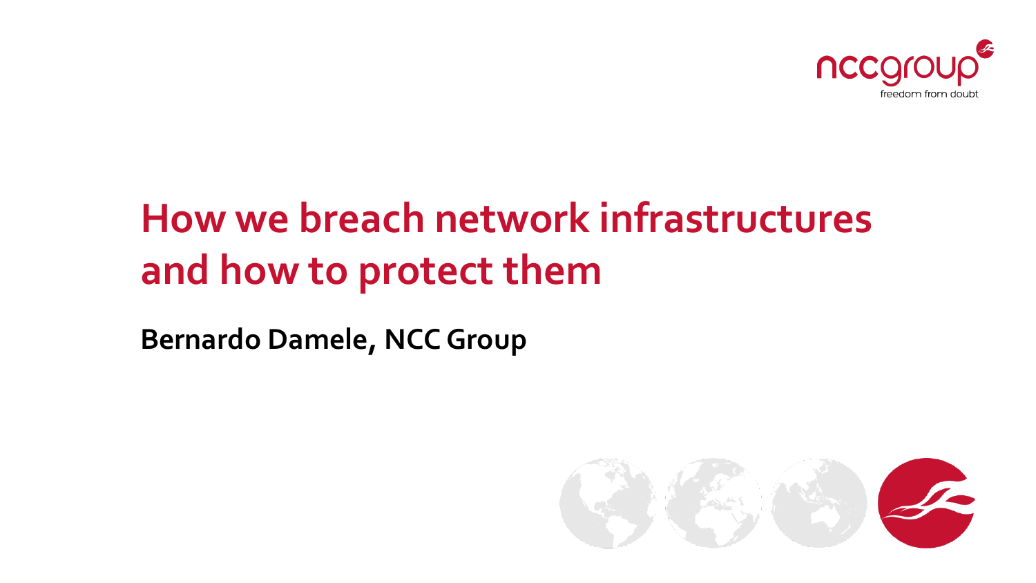# How we breach network infrastructures and how to protect them

**Bernardo Damele, NCC Group**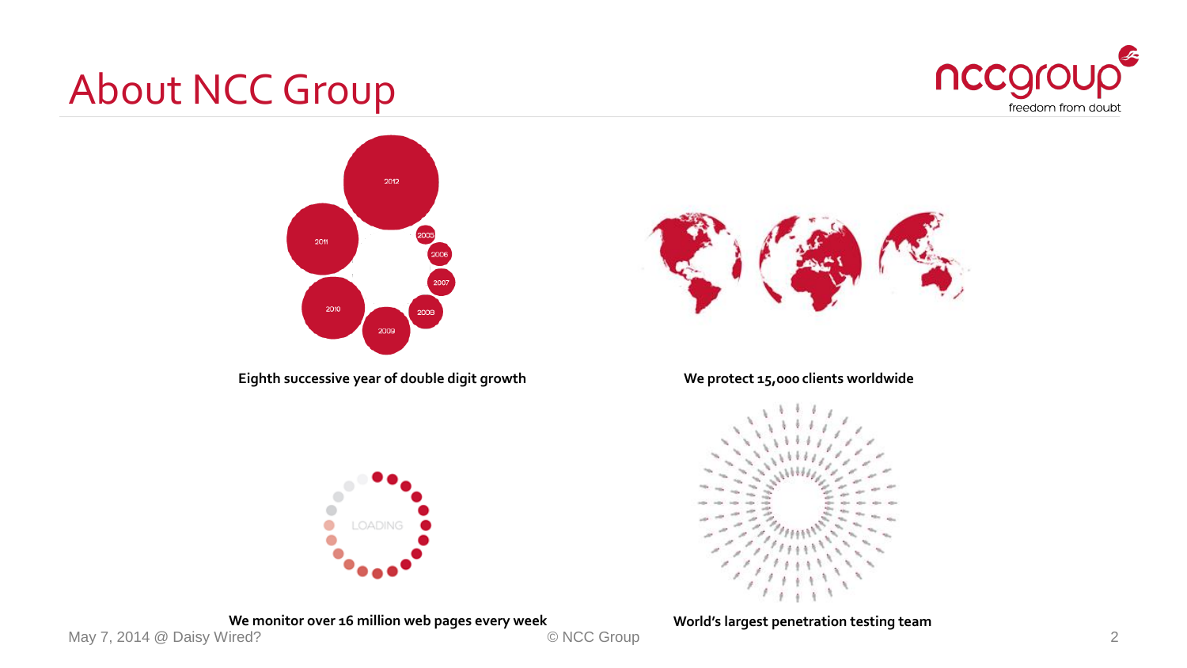# About NCC Group

Eighth successive year of double digit growth

We protect 15,000 clients worldwide

We monitor over 16 million web pages every week

World's largest penetration testing team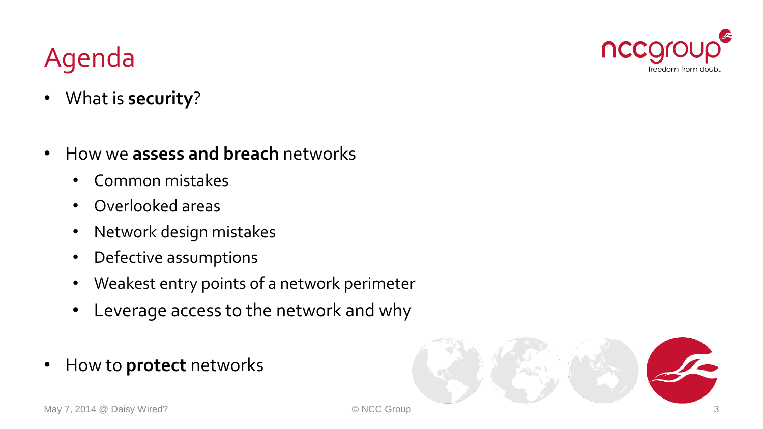# Agenda

- What is **security**?

- How we **assess and breach** networks
  - Common mistakes
  - Overlooked areas
  - Network design mistakes
  - Defective assumptions
  - Weakest entry points of a network perimeter
  - Leverage access to the network and why

- How to **protect** networks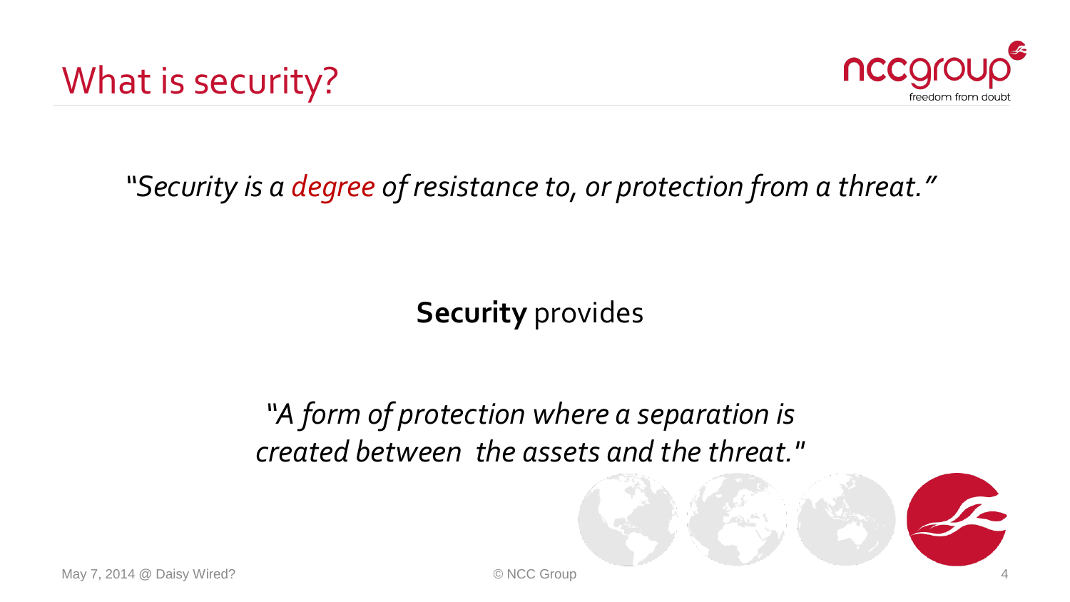# What is security?

*"Security is a degree of resistance to, or protection from a threat."*

**Security** provides

*"A form of protection where a separation is created between the assets and the threat."*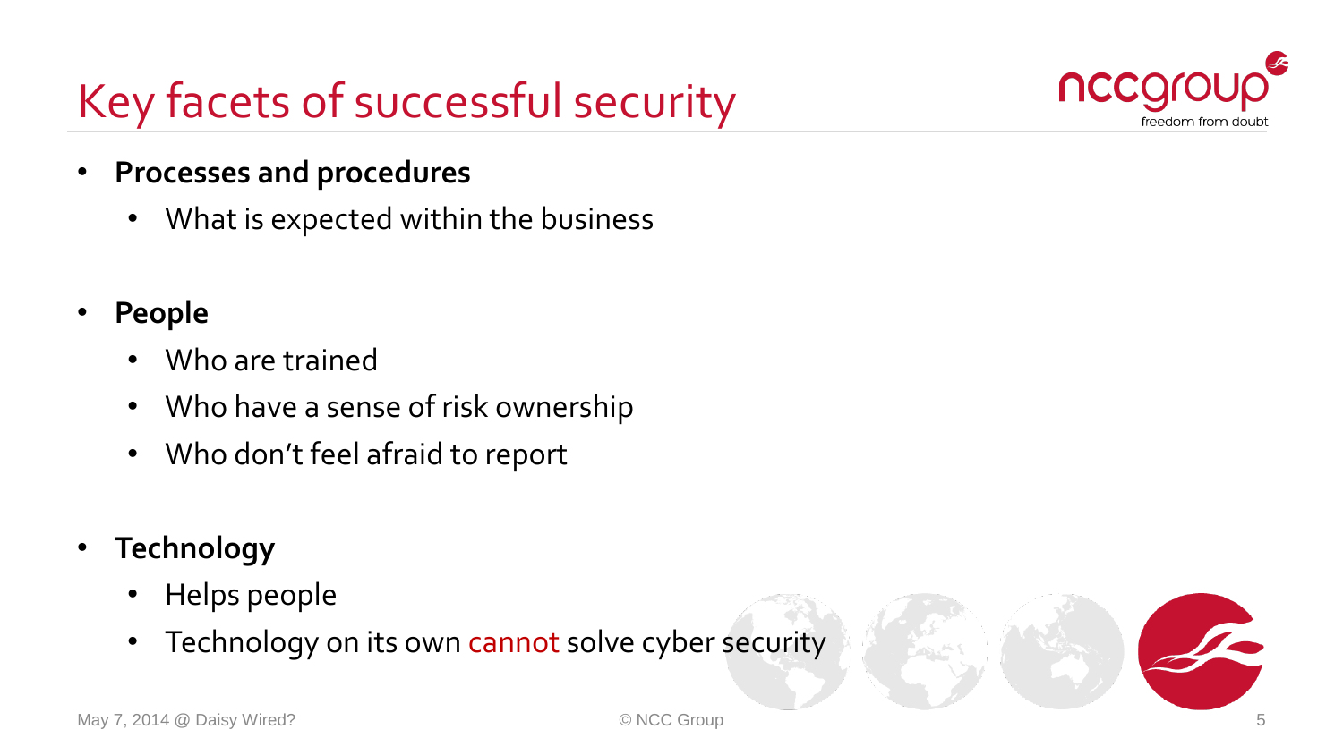# Key facets of successful security

- **Processes and procedures**
  - What is expected within the business

- **People**
  - Who are trained
  - Who have a sense of risk ownership
  - Who don't feel afraid to report

- **Technology**
  - Helps people
  - Technology on its own cannot solve cyber security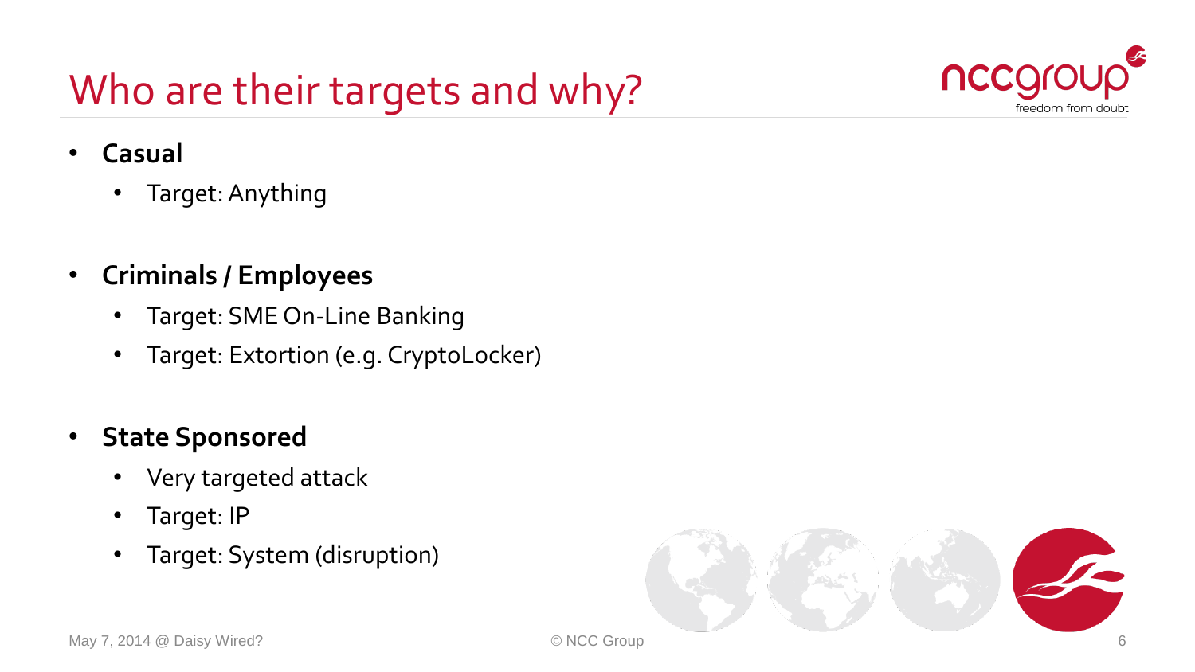# Who are their targets and why?

- **Casual**
  - Target: Anything
- **Criminals / Employees**
  - Target: SME On-Line Banking
  - Target: Extortion (e.g. CryptoLocker)
- **State Sponsored**
  - Very targeted attack
  - Target: IP
  - Target: System (disruption)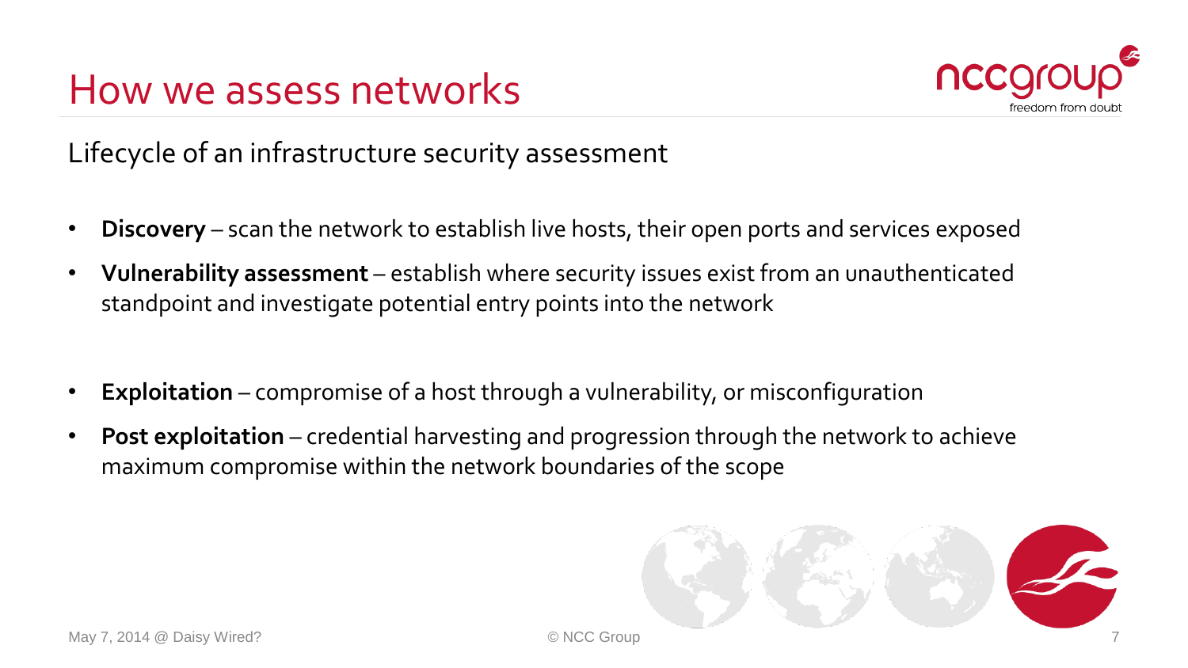# How we assess networks

Lifecycle of an infrastructure security assessment

- **Discovery** – scan the network to establish live hosts, their open ports and services exposed
- **Vulnerability assessment** – establish where security issues exist from an unauthenticated standpoint and investigate potential entry points into the network
- **Exploitation** – compromise of a host through a vulnerability, or misconfiguration
- **Post exploitation** – credential harvesting and progression through the network to achieve maximum compromise within the network boundaries of the scope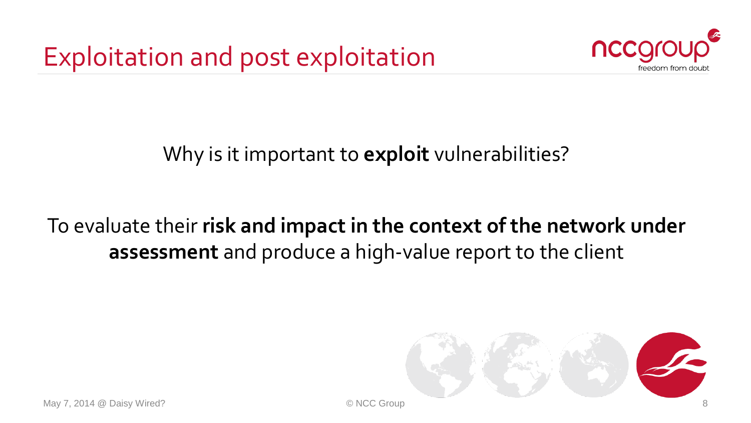# Exploitation and post exploitation

Why is it important to **exploit** vulnerabilities?

To evaluate their **risk and impact in the context of the network under assessment** and produce a high-value report to the client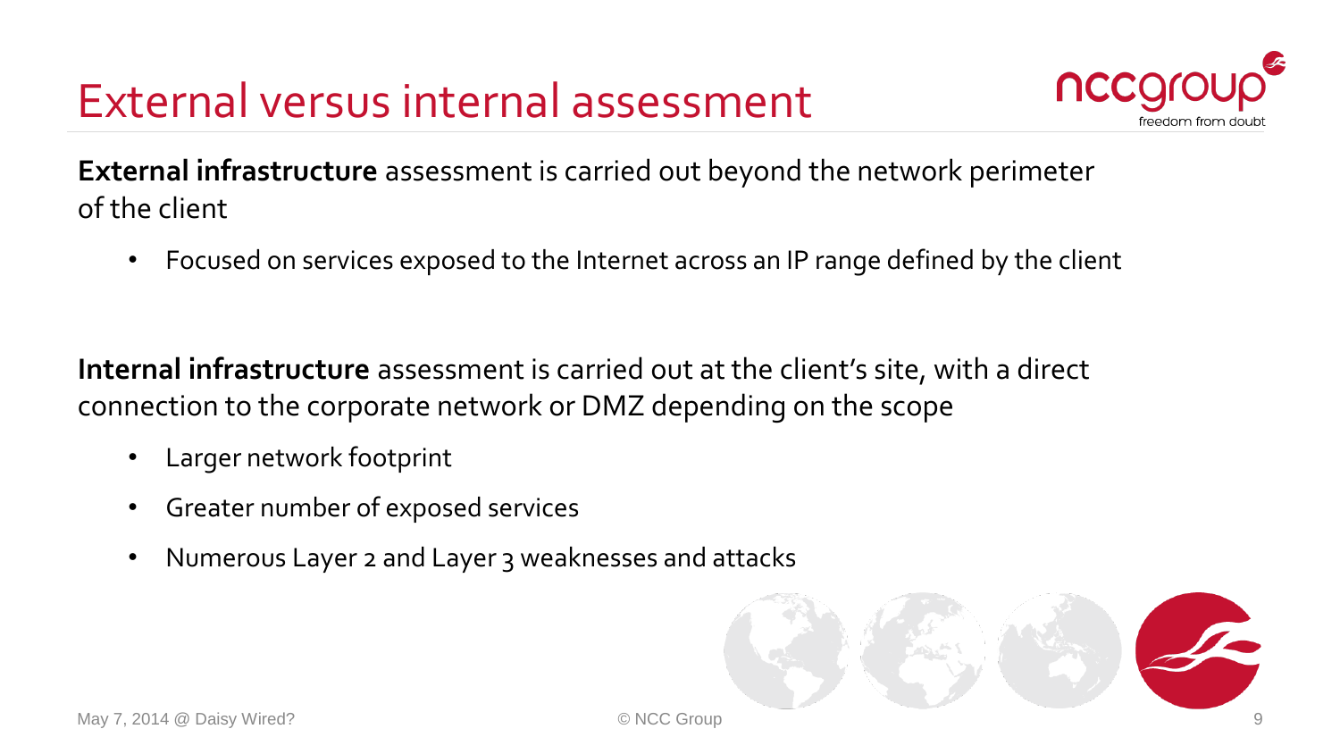# External versus internal assessment

**External infrastructure** assessment is carried out beyond the network perimeter of the client

- Focused on services exposed to the Internet across an IP range defined by the client

**Internal infrastructure** assessment is carried out at the client's site, with a direct connection to the corporate network or DMZ depending on the scope

- Larger network footprint
- Greater number of exposed services
- Numerous Layer 2 and Layer 3 weaknesses and attacks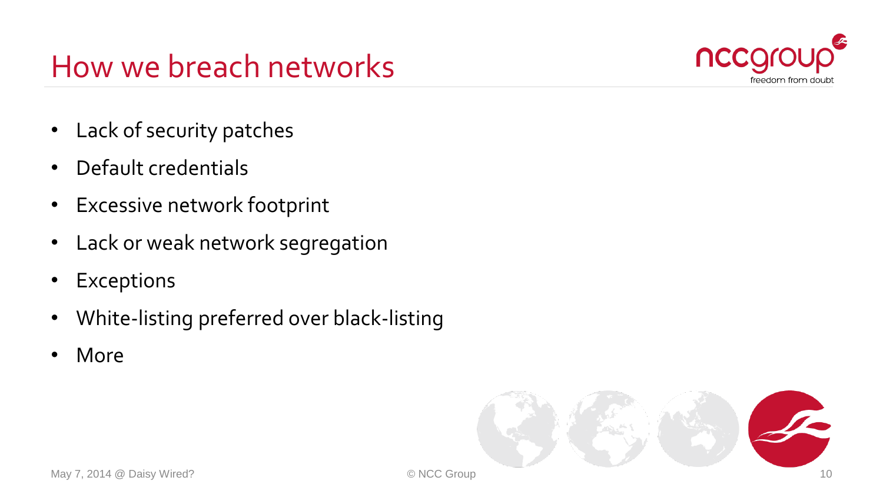# How we breach networks

- Lack of security patches
- Default credentials
- Excessive network footprint
- Lack or weak network segregation
- Exceptions
- White-listing preferred over black-listing
- More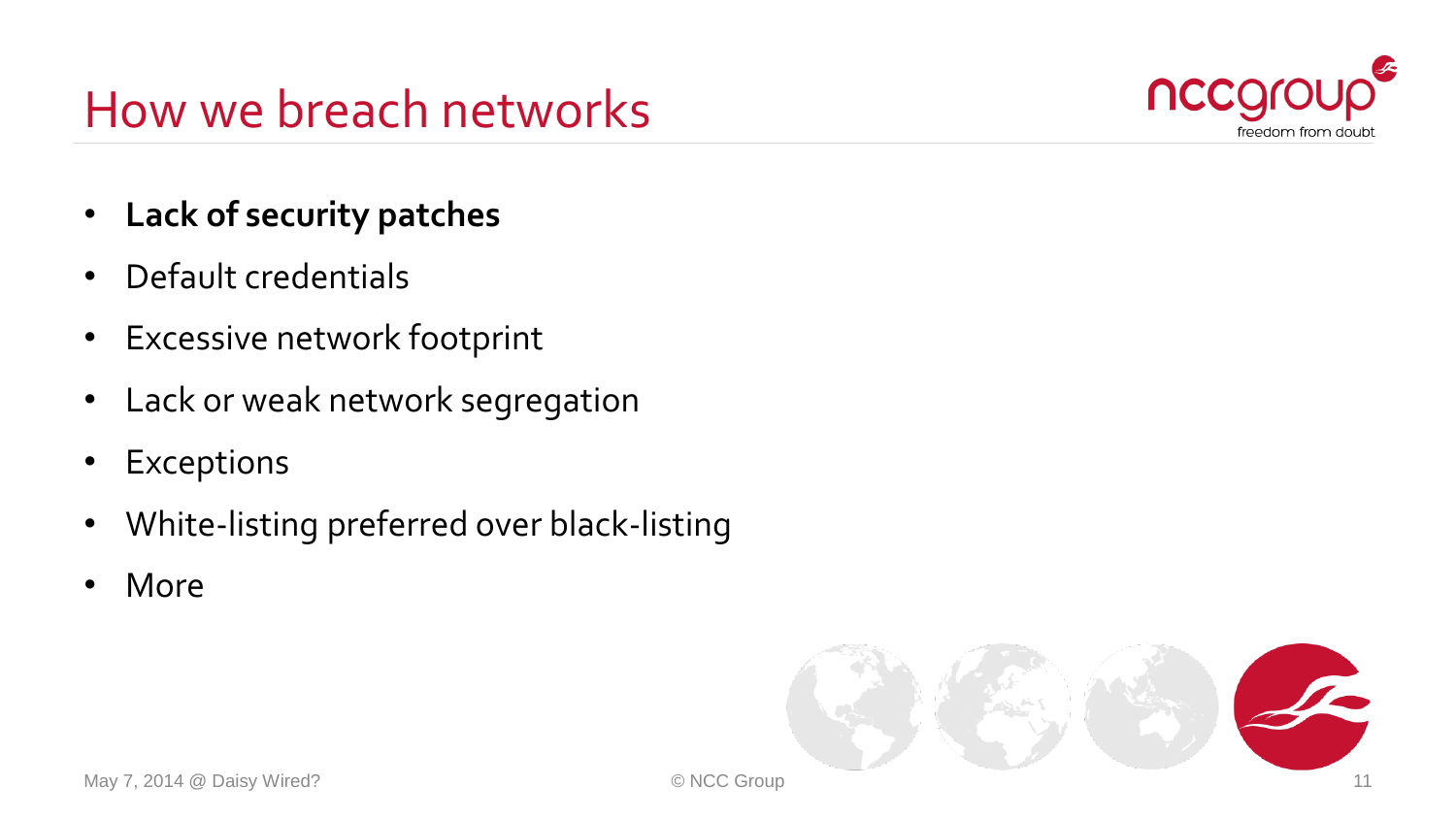# How we breach networks

- **Lack of security patches**
- Default credentials
- Excessive network footprint
- Lack or weak network segregation
- Exceptions
- White-listing preferred over black-listing
- More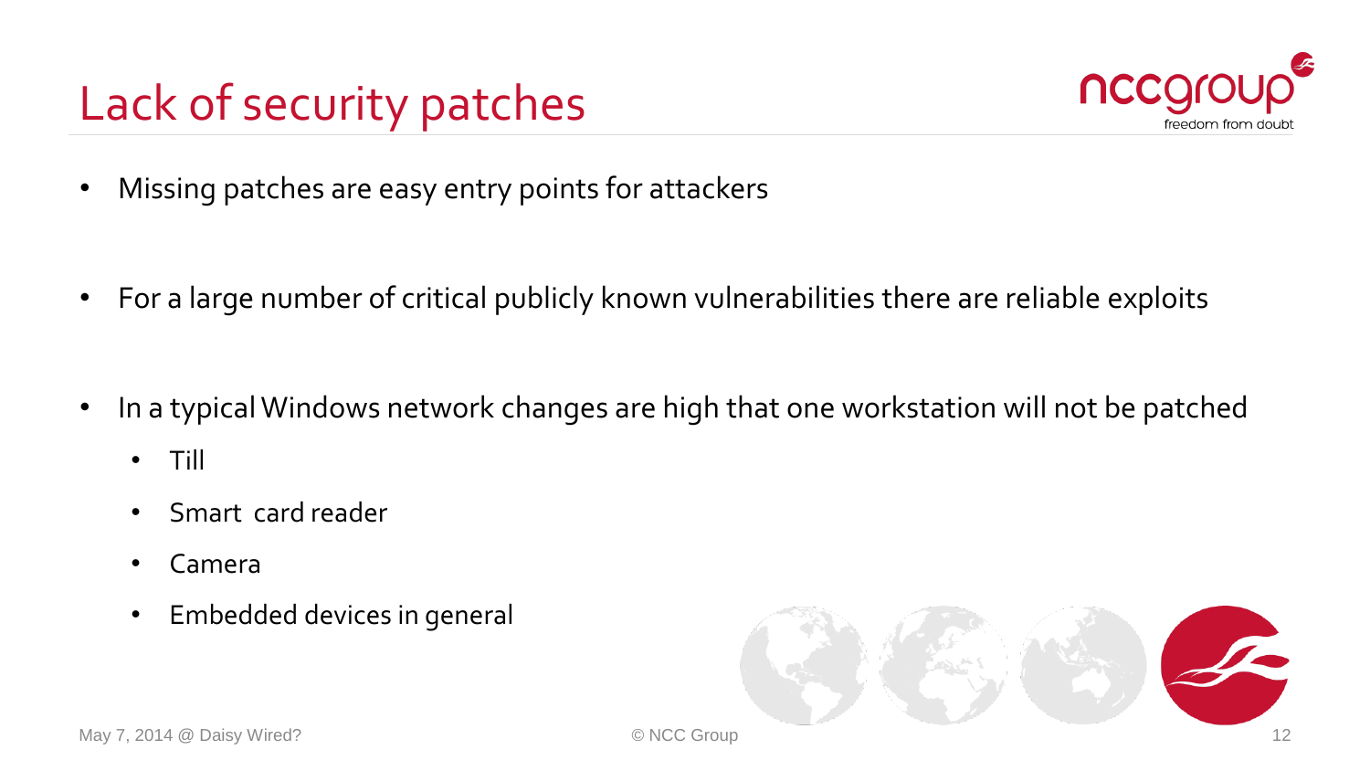# Lack of security patches

- Missing patches are easy entry points for attackers
- For a large number of critical publicly known vulnerabilities there are reliable exploits
- In a typical Windows network changes are high that one workstation will not be patched
  - Till
  - Smart card reader
  - Camera
  - Embedded devices in general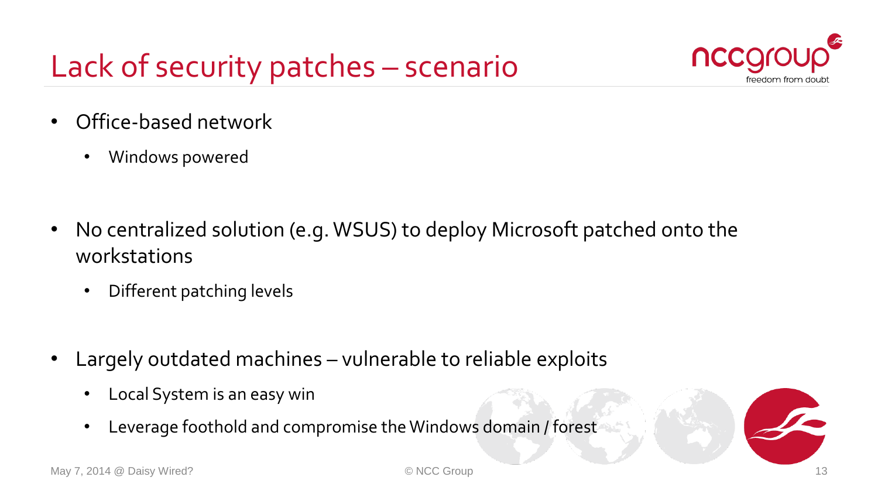# Lack of security patches – scenario

- Office-based network
  - Windows powered
- No centralized solution (e.g. WSUS) to deploy Microsoft patched onto the workstations
  - Different patching levels
- Largely outdated machines – vulnerable to reliable exploits
  - Local System is an easy win
  - Leverage foothold and compromise the Windows domain / forest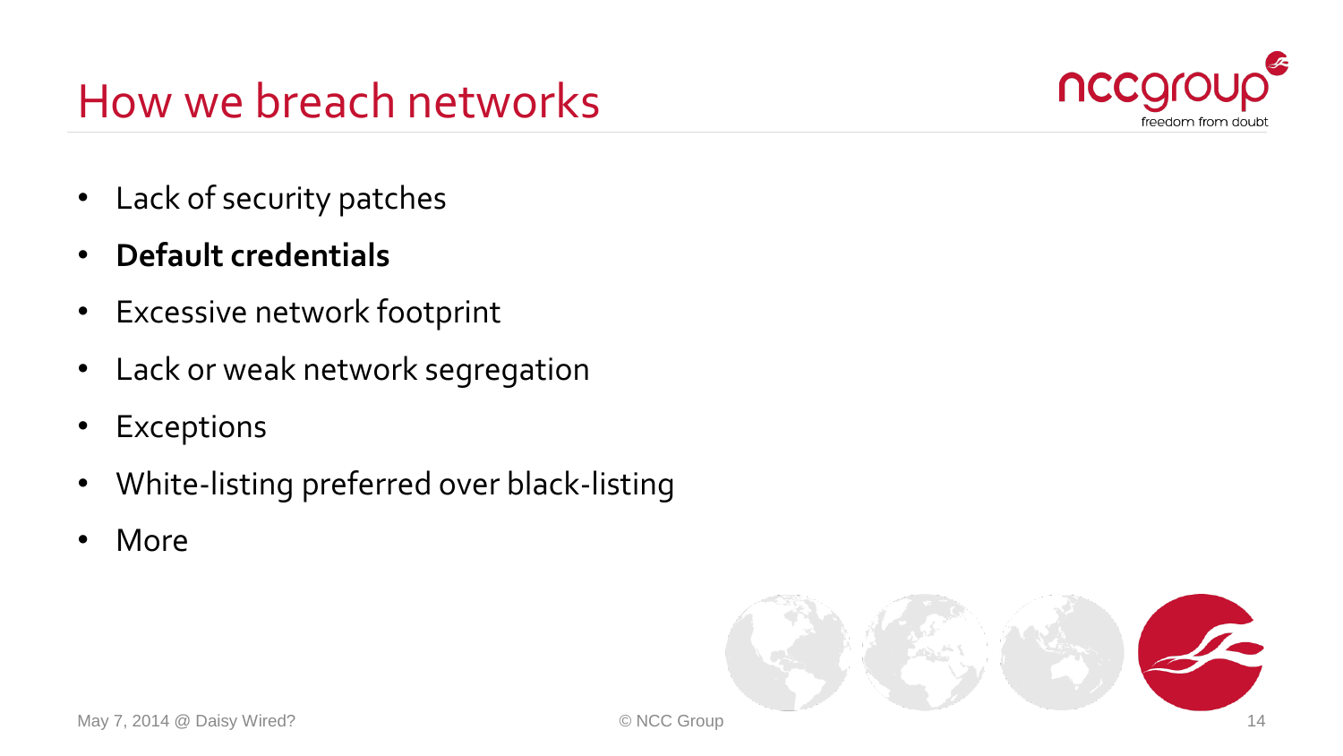# How we breach networks

- Lack of security patches
- **Default credentials**
- Excessive network footprint
- Lack or weak network segregation
- Exceptions
- White-listing preferred over black-listing
- More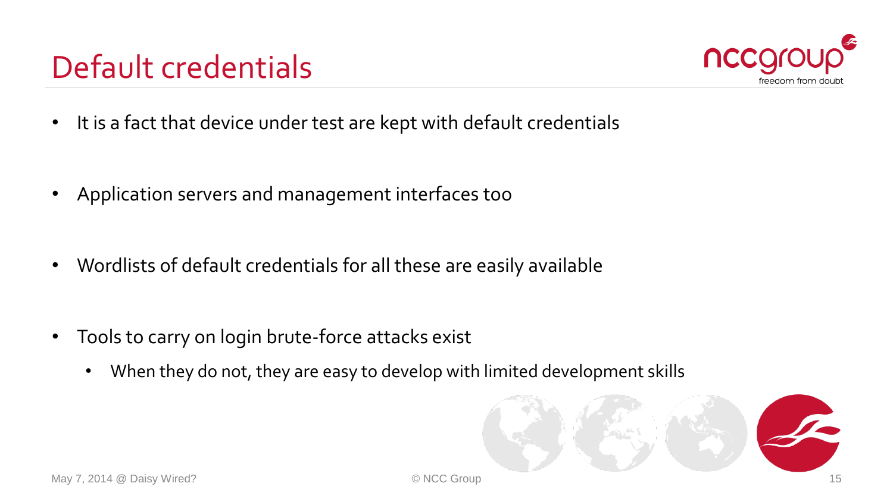# Default credentials

- It is a fact that device under test are kept with default credentials
- Application servers and management interfaces too
- Wordlists of default credentials for all these are easily available
- Tools to carry on login brute-force attacks exist
  - When they do not, they are easy to develop with limited development skills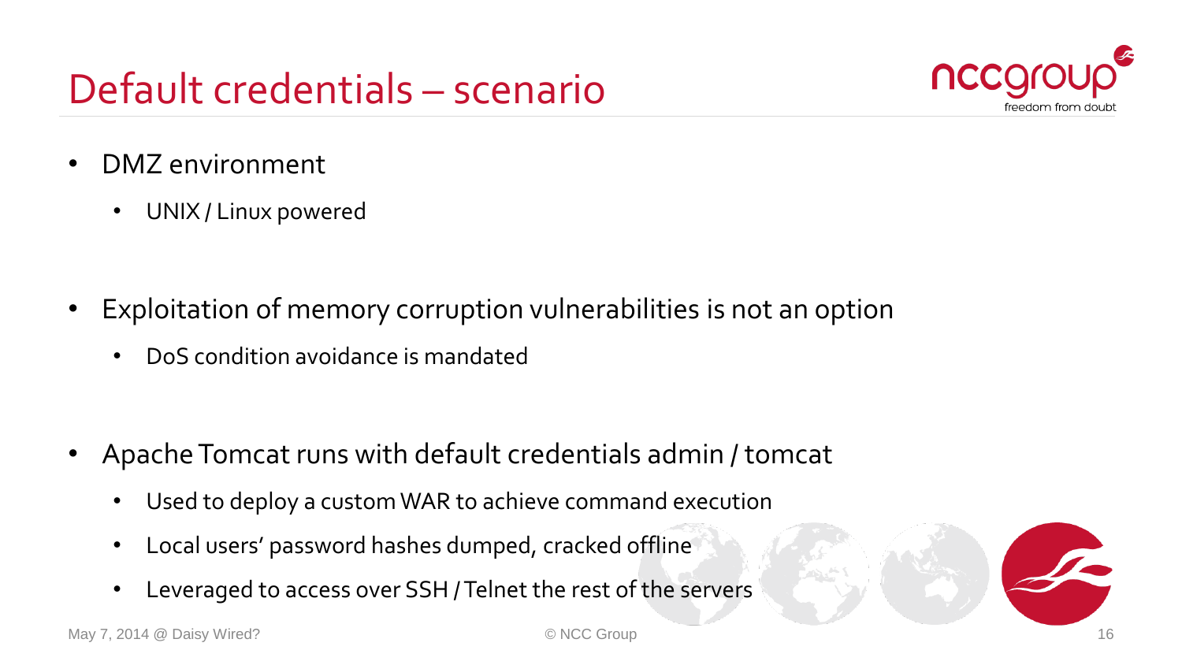# Default credentials – scenario

- DMZ environment
  - UNIX / Linux powered
- Exploitation of memory corruption vulnerabilities is not an option
  - DoS condition avoidance is mandated
- Apache Tomcat runs with default credentials admin / tomcat
  - Used to deploy a custom WAR to achieve command execution
  - Local users' password hashes dumped, cracked offline
  - Leveraged to access over SSH / Telnet the rest of the servers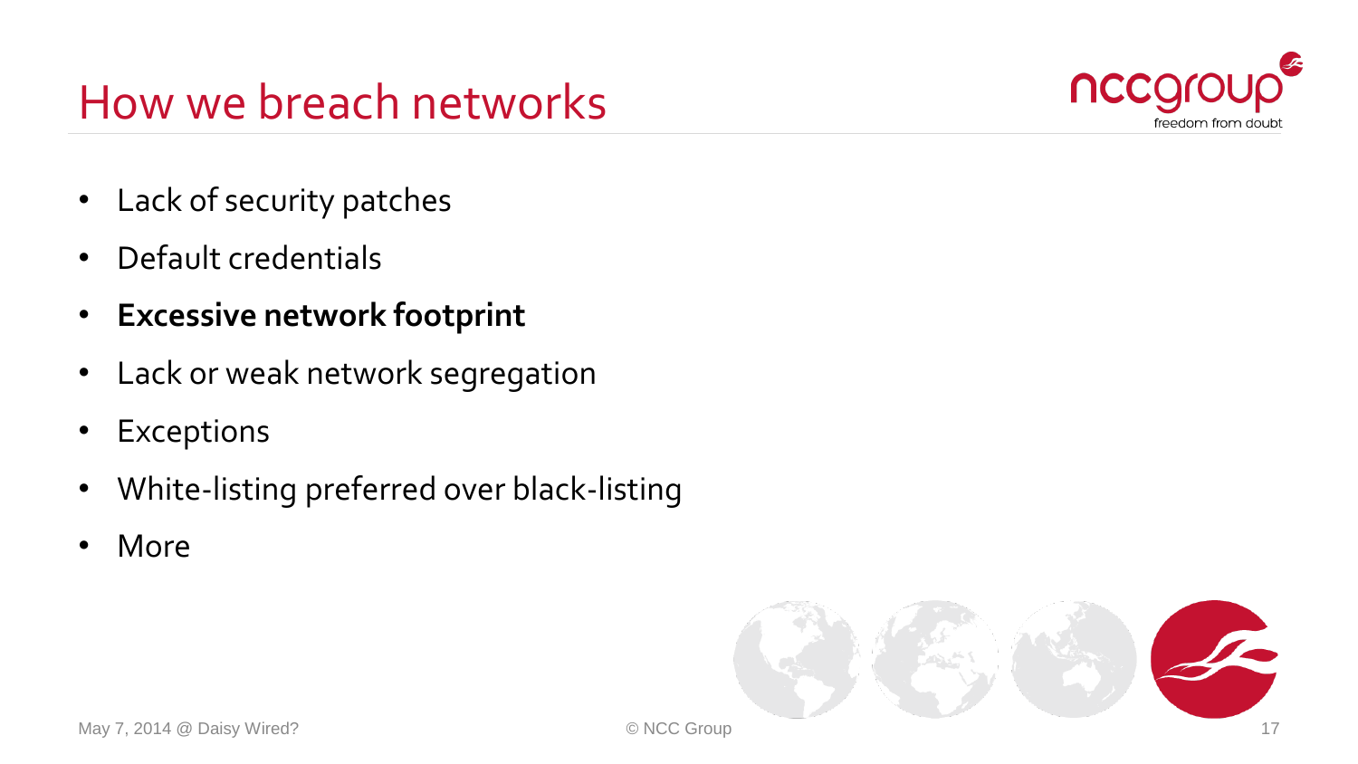# How we breach networks

- Lack of security patches
- Default credentials
- **Excessive network footprint**
- Lack or weak network segregation
- Exceptions
- White-listing preferred over black-listing
- More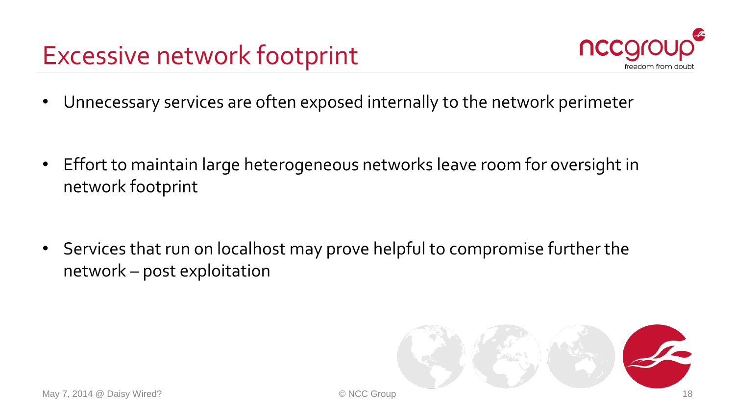# Excessive network footprint

- Unnecessary services are often exposed internally to the network perimeter
- Effort to maintain large heterogeneous networks leave room for oversight in network footprint
- Services that run on localhost may prove helpful to compromise further the network – post exploitation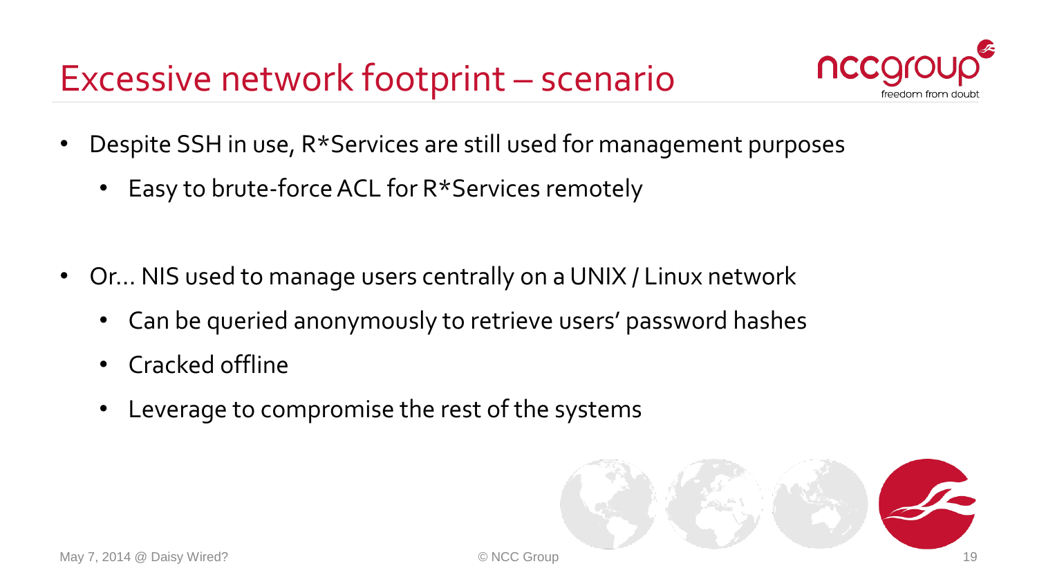# Excessive network footprint – scenario

- Despite SSH in use, R*Services are still used for management purposes
  - Easy to brute-force ACL for R*Services remotely

- Or… NIS used to manage users centrally on a UNIX / Linux network
  - Can be queried anonymously to retrieve users' password hashes
  - Cracked offline
  - Leverage to compromise the rest of the systems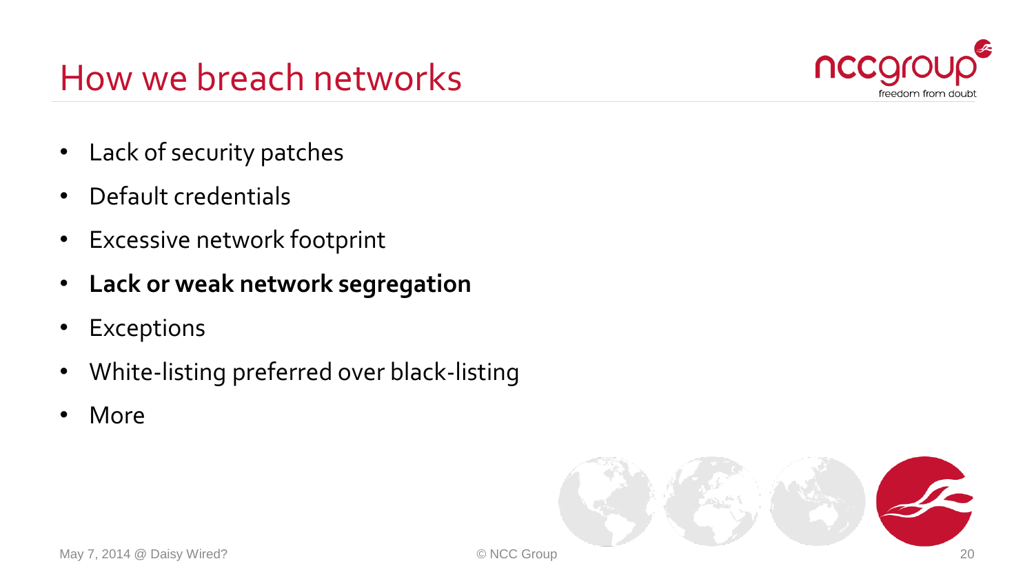# How we breach networks

- Lack of security patches
- Default credentials
- Excessive network footprint
- **Lack or weak network segregation**
- Exceptions
- White-listing preferred over black-listing
- More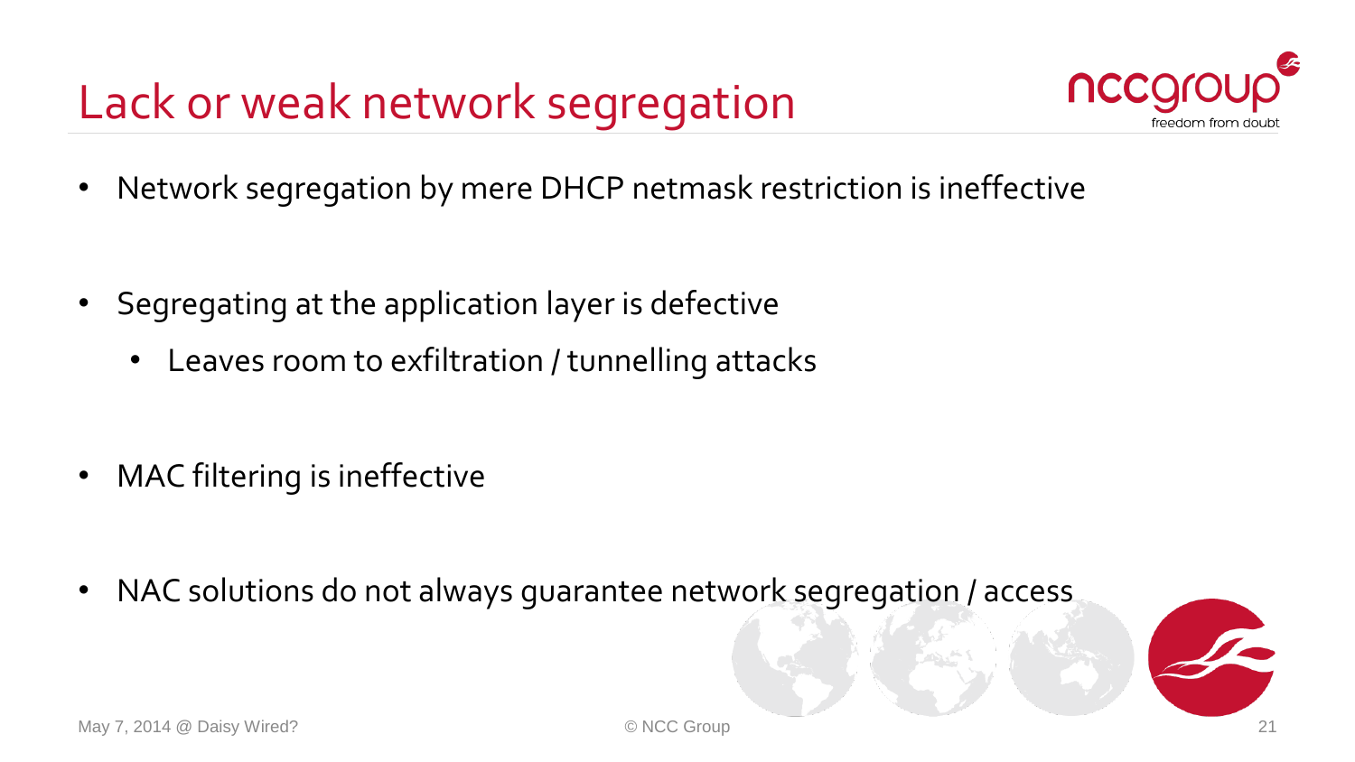# Lack or weak network segregation

- Network segregation by mere DHCP netmask restriction is ineffective

- Segregating at the application layer is defective
  - Leaves room to exfiltration / tunnelling attacks

- MAC filtering is ineffective

- NAC solutions do not always guarantee network segregation / access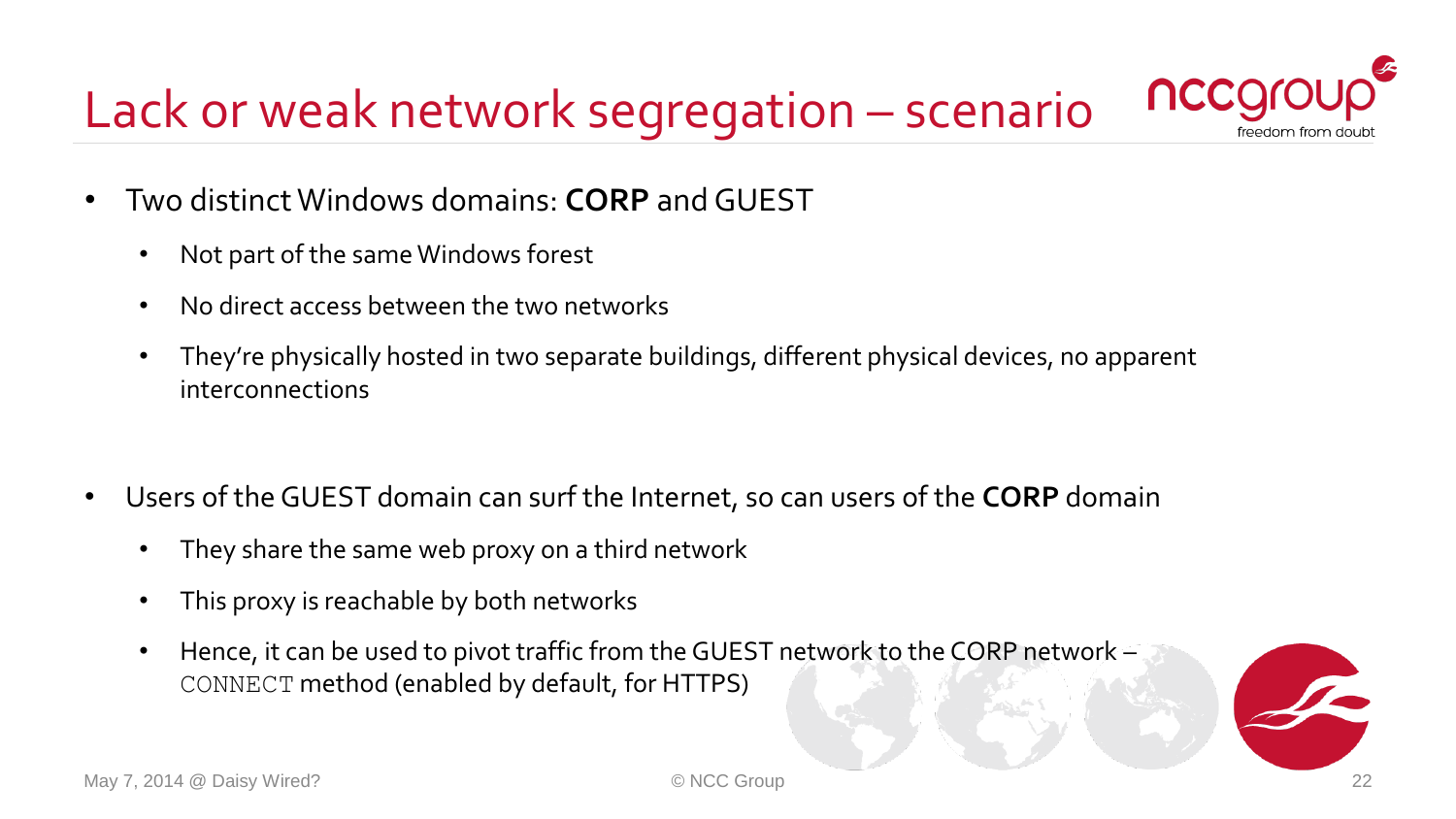# Lack or weak network segregation – scenario

- Two distinct Windows domains: **CORP** and GUEST
  - Not part of the same Windows forest
  - No direct access between the two networks
  - They're physically hosted in two separate buildings, different physical devices, no apparent interconnections

- Users of the GUEST domain can surf the Internet, so can users of the **CORP** domain
  - They share the same web proxy on a third network
  - This proxy is reachable by both networks
  - Hence, it can be used to pivot traffic from the GUEST network to the CORP network – `CONNECT` method (enabled by default, for HTTPS)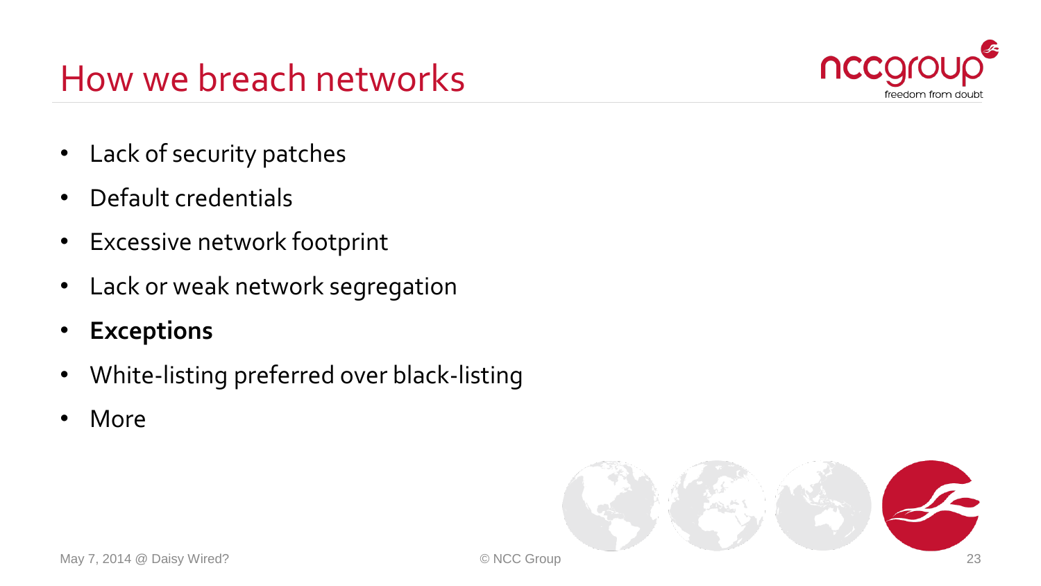# How we breach networks

- Lack of security patches
- Default credentials
- Excessive network footprint
- Lack or weak network segregation
- **Exceptions**
- White-listing preferred over black-listing
- More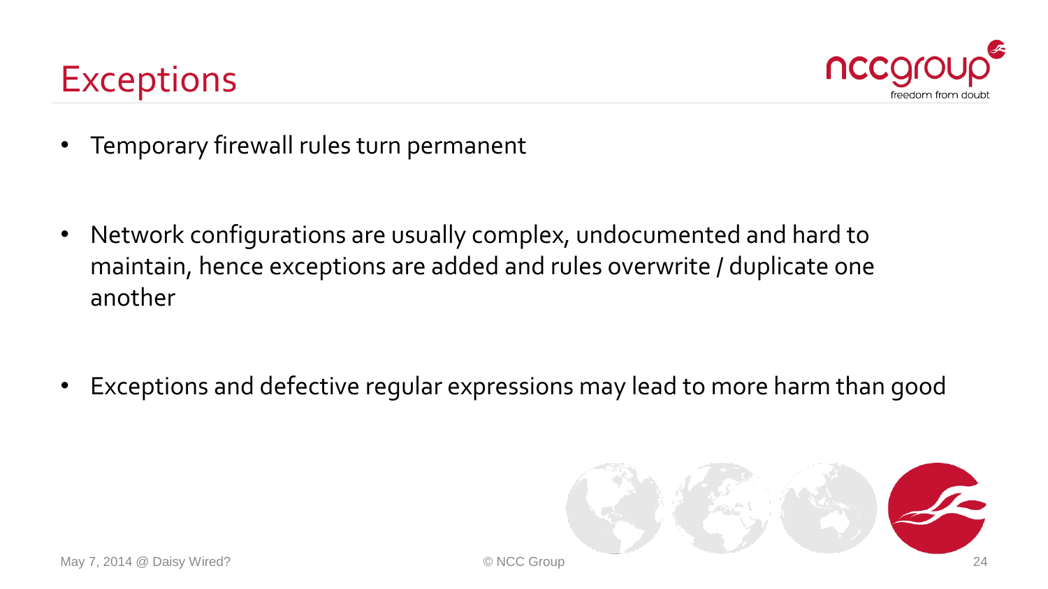# Exceptions

- Temporary firewall rules turn permanent

- Network configurations are usually complex, undocumented and hard to maintain, hence exceptions are added and rules overwrite / duplicate one another

- Exceptions and defective regular expressions may lead to more harm than good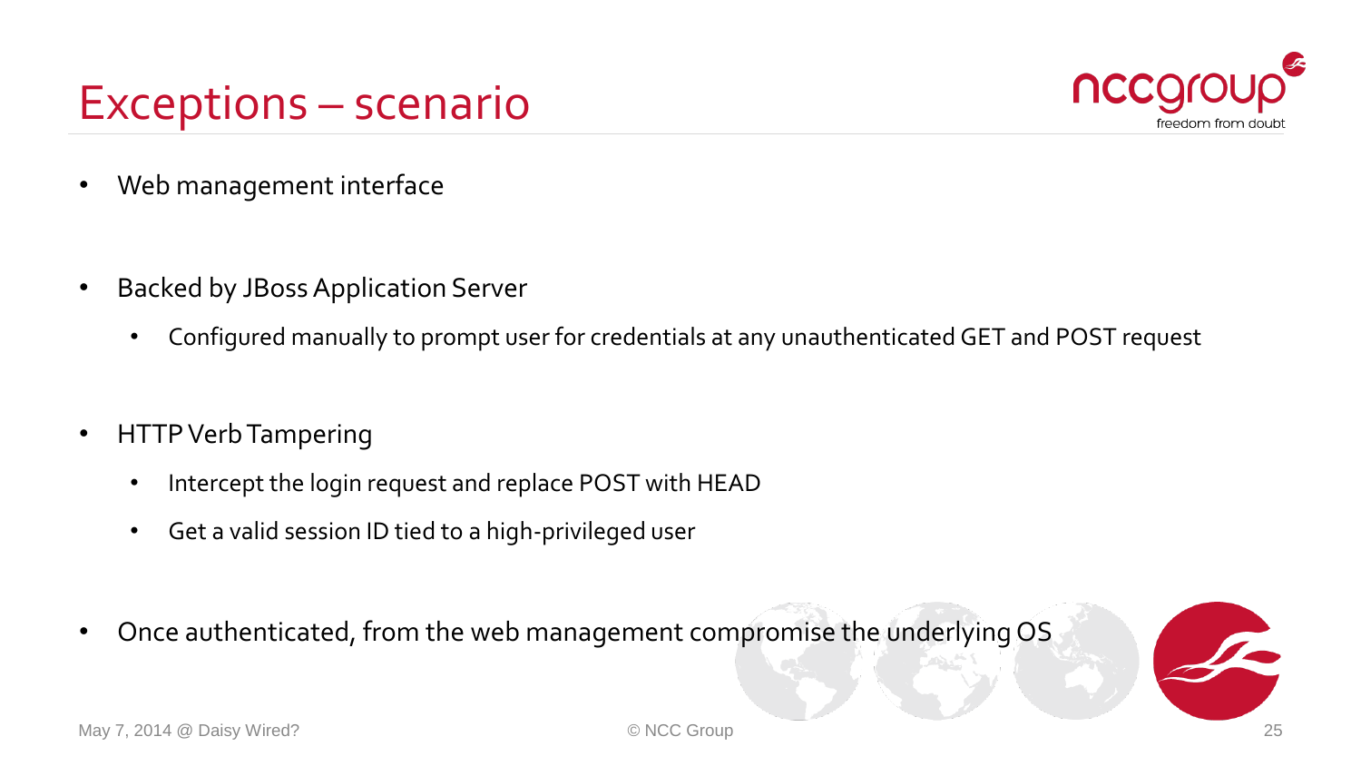# Exceptions – scenario

- Web management interface
- Backed by JBoss Application Server
  - Configured manually to prompt user for credentials at any unauthenticated GET and POST request
- HTTP Verb Tampering
  - Intercept the login request and replace POST with HEAD
  - Get a valid session ID tied to a high-privileged user
- Once authenticated, from the web management compromise the underlying OS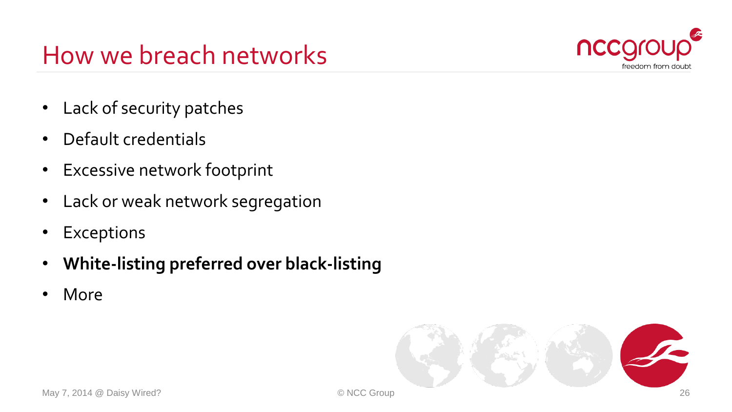# How we breach networks

- Lack of security patches
- Default credentials
- Excessive network footprint
- Lack or weak network segregation
- Exceptions
- **White-listing preferred over black-listing**
- More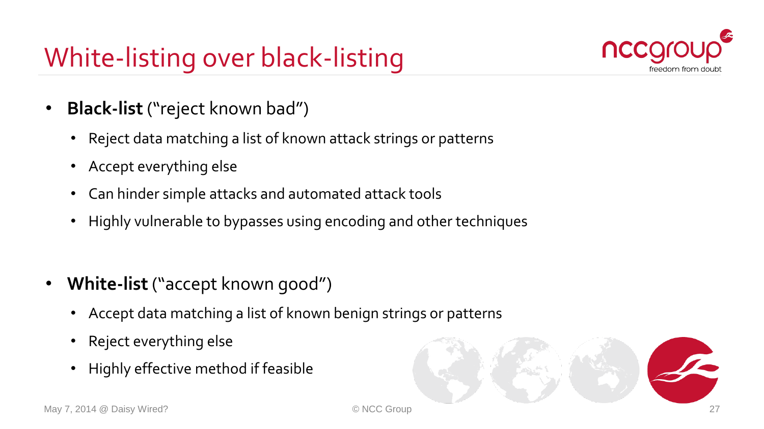# White-listing over black-listing

- **Black-list** (“reject known bad”)
  - Reject data matching a list of known attack strings or patterns
  - Accept everything else
  - Can hinder simple attacks and automated attack tools
  - Highly vulnerable to bypasses using encoding and other techniques

- **White-list** (“accept known good”)
  - Accept data matching a list of known benign strings or patterns
  - Reject everything else
  - Highly effective method if feasible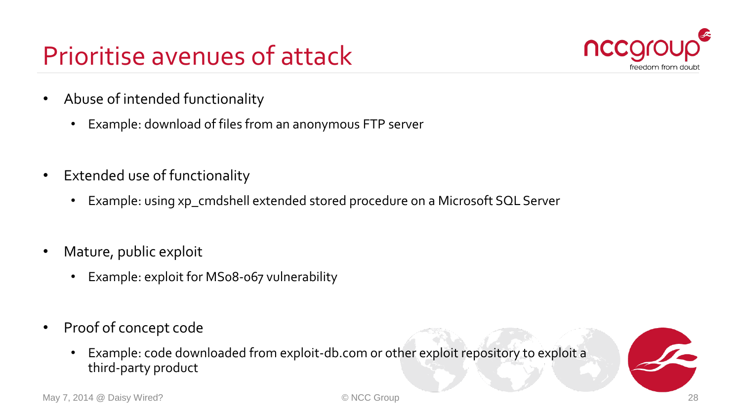# Prioritise avenues of attack

- Abuse of intended functionality
  - Example: download of files from an anonymous FTP server
- Extended use of functionality
  - Example: using xp_cmdshell extended stored procedure on a Microsoft SQL Server
- Mature, public exploit
  - Example: exploit for MS08-067 vulnerability
- Proof of concept code
  - Example: code downloaded from exploit-db.com or other exploit repository to exploit a third-party product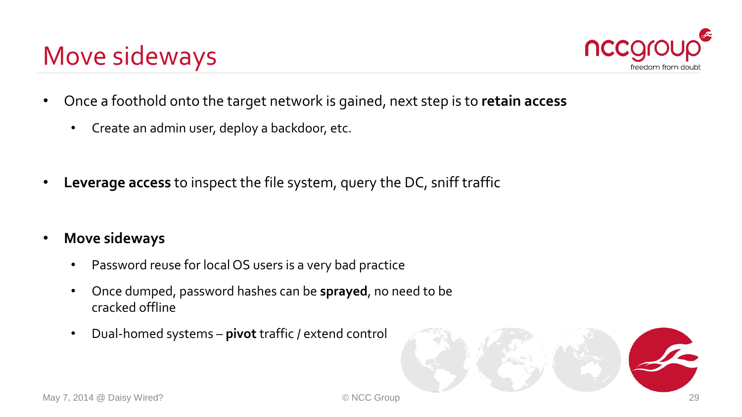# Move sideways

- Once a foothold onto the target network is gained, next step is to **retain access**
  - Create an admin user, deploy a backdoor, etc.
- **Leverage access** to inspect the file system, query the DC, sniff traffic
- **Move sideways**
  - Password reuse for local OS users is a very bad practice
  - Once dumped, password hashes can be **sprayed**, no need to be cracked offline
  - Dual-homed systems – **pivot** traffic / extend control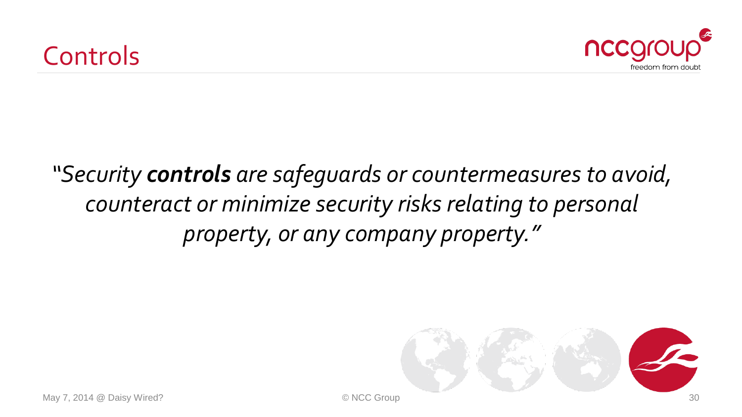# Controls

*"Security **controls** are safeguards or countermeasures to avoid, counteract or minimize security risks relating to personal property, or any company property."*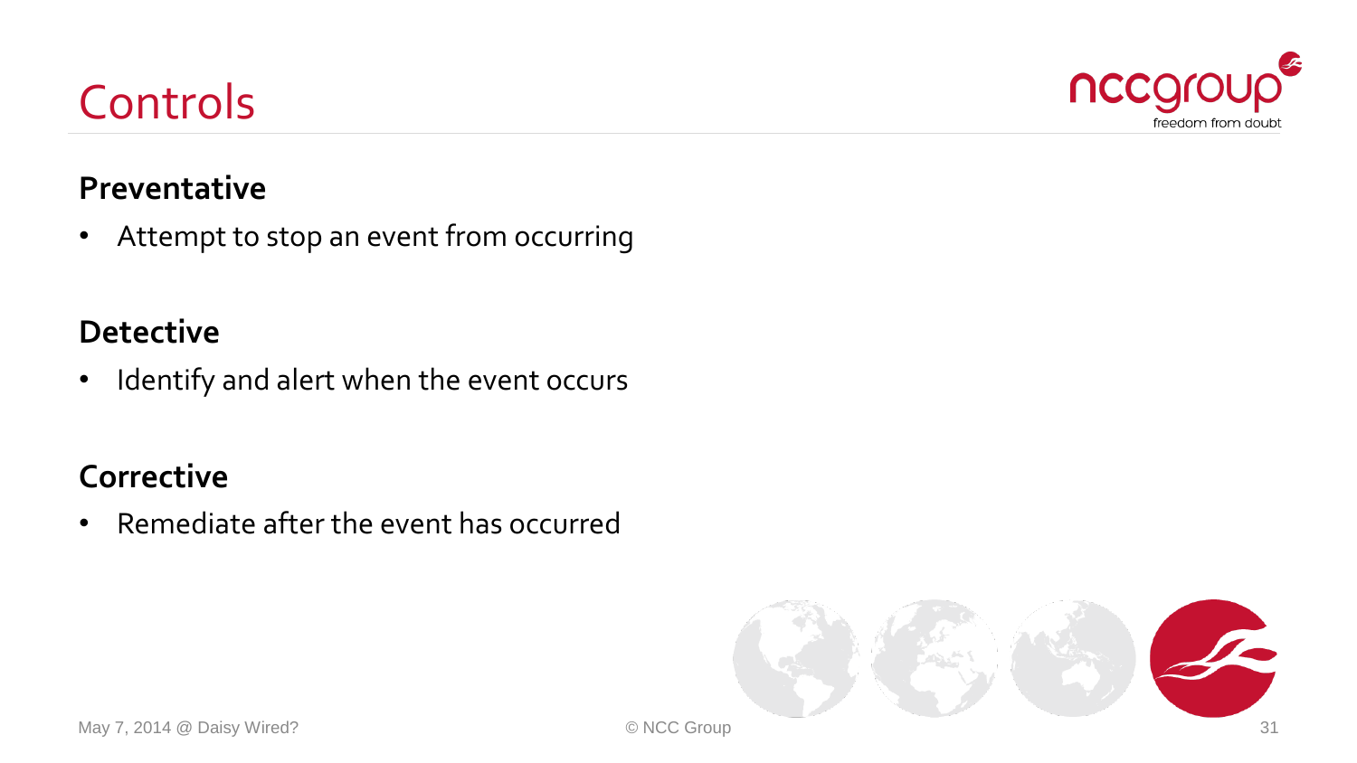# Controls

**Preventative**

- Attempt to stop an event from occurring

**Detective**

- Identify and alert when the event occurs

**Corrective**

- Remediate after the event has occurred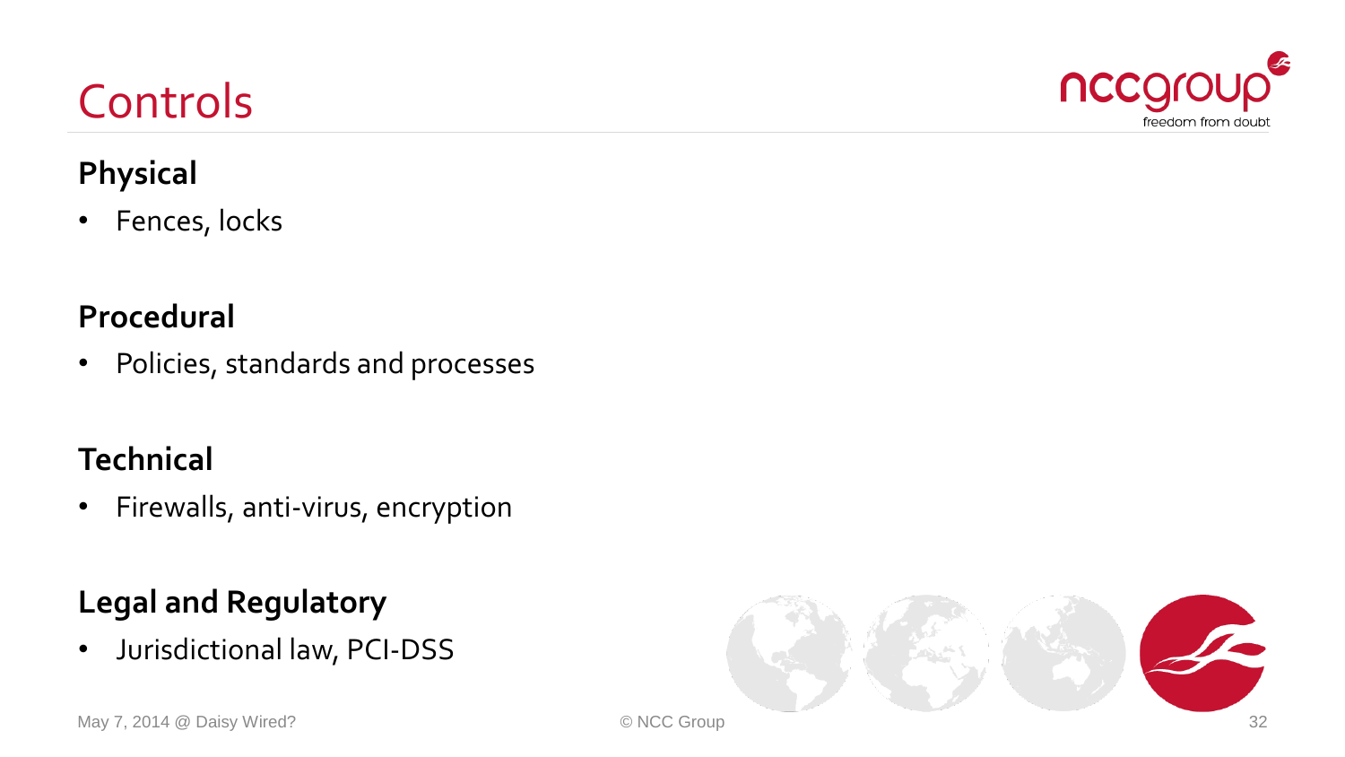# Controls

## Physical

- Fences, locks

## Procedural

- Policies, standards and processes

## Technical

- Firewalls, anti-virus, encryption

## Legal and Regulatory

- Jurisdictional law, PCI-DSS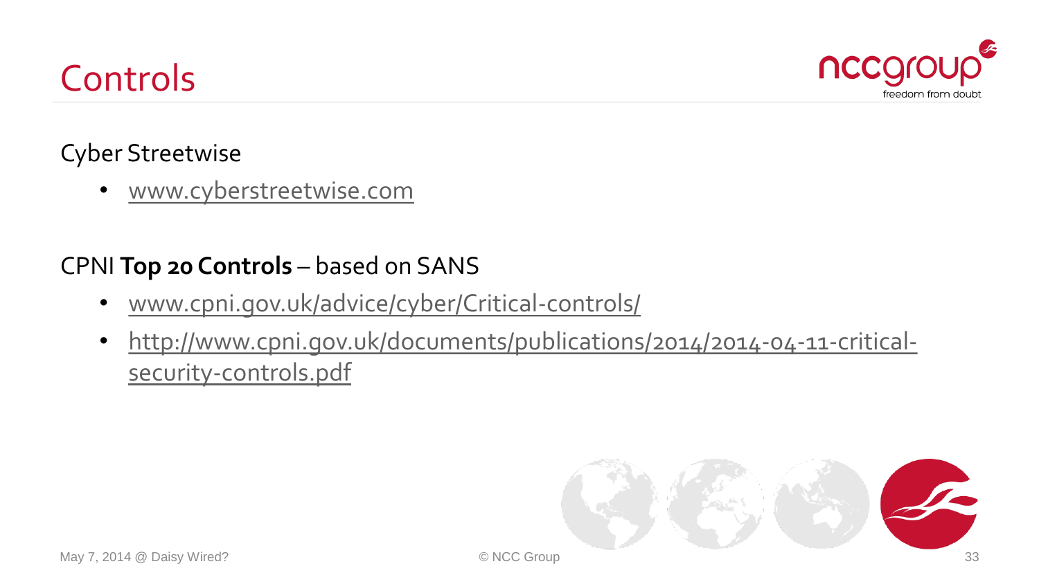# Controls

Cyber Streetwise

- www.cyberstreetwise.com

CPNI **Top 20 Controls** – based on SANS

- www.cpni.gov.uk/advice/cyber/Critical-controls/
- http://www.cpni.gov.uk/documents/publications/2014/2014-04-11-critical-security-controls.pdf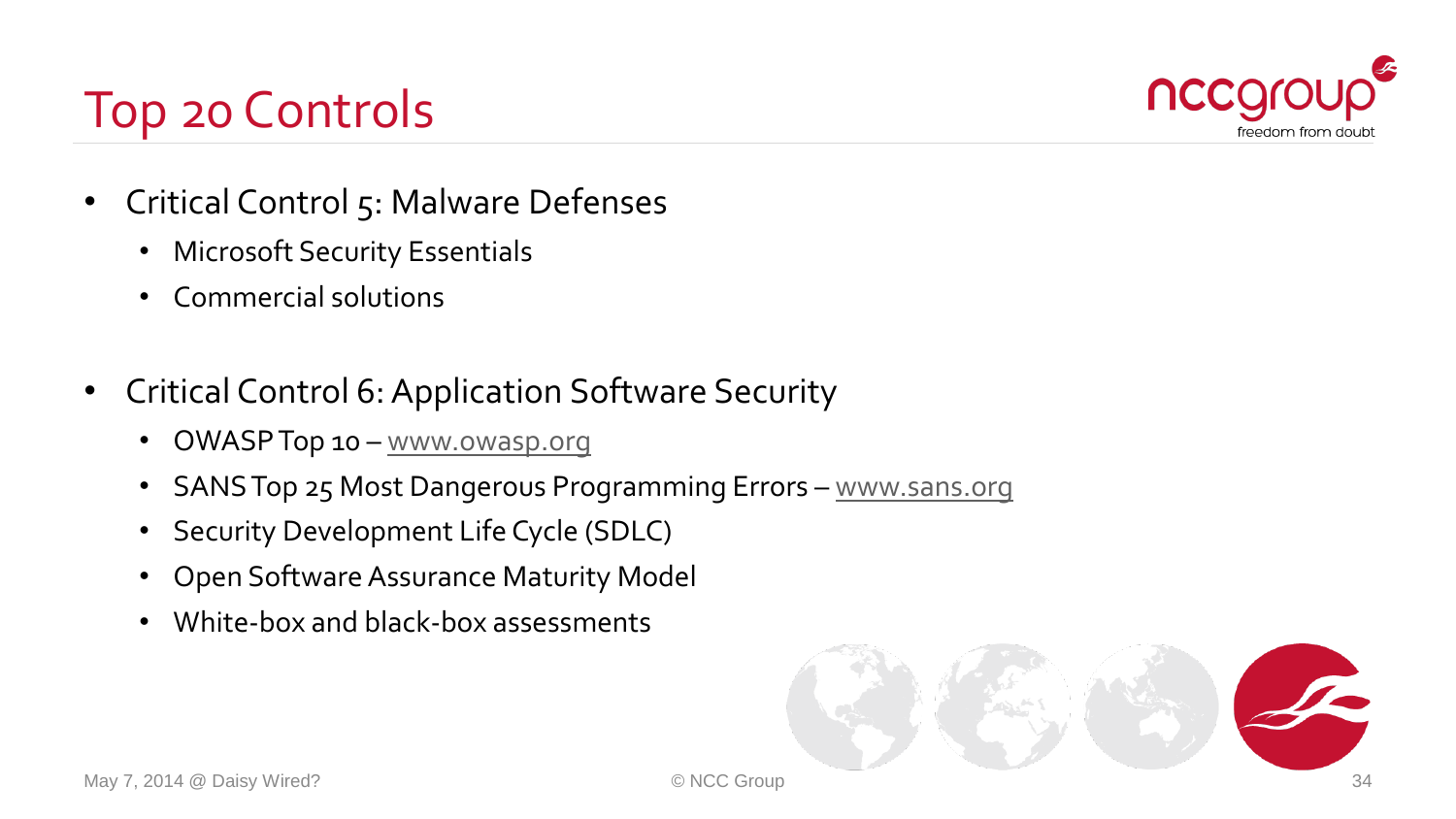# Top 20 Controls

- Critical Control 5: Malware Defenses
  - Microsoft Security Essentials
  - Commercial solutions

- Critical Control 6: Application Software Security
  - OWASP Top 10 – www.owasp.org
  - SANS Top 25 Most Dangerous Programming Errors – www.sans.org
  - Security Development Life Cycle (SDLC)
  - Open Software Assurance Maturity Model
  - White-box and black-box assessments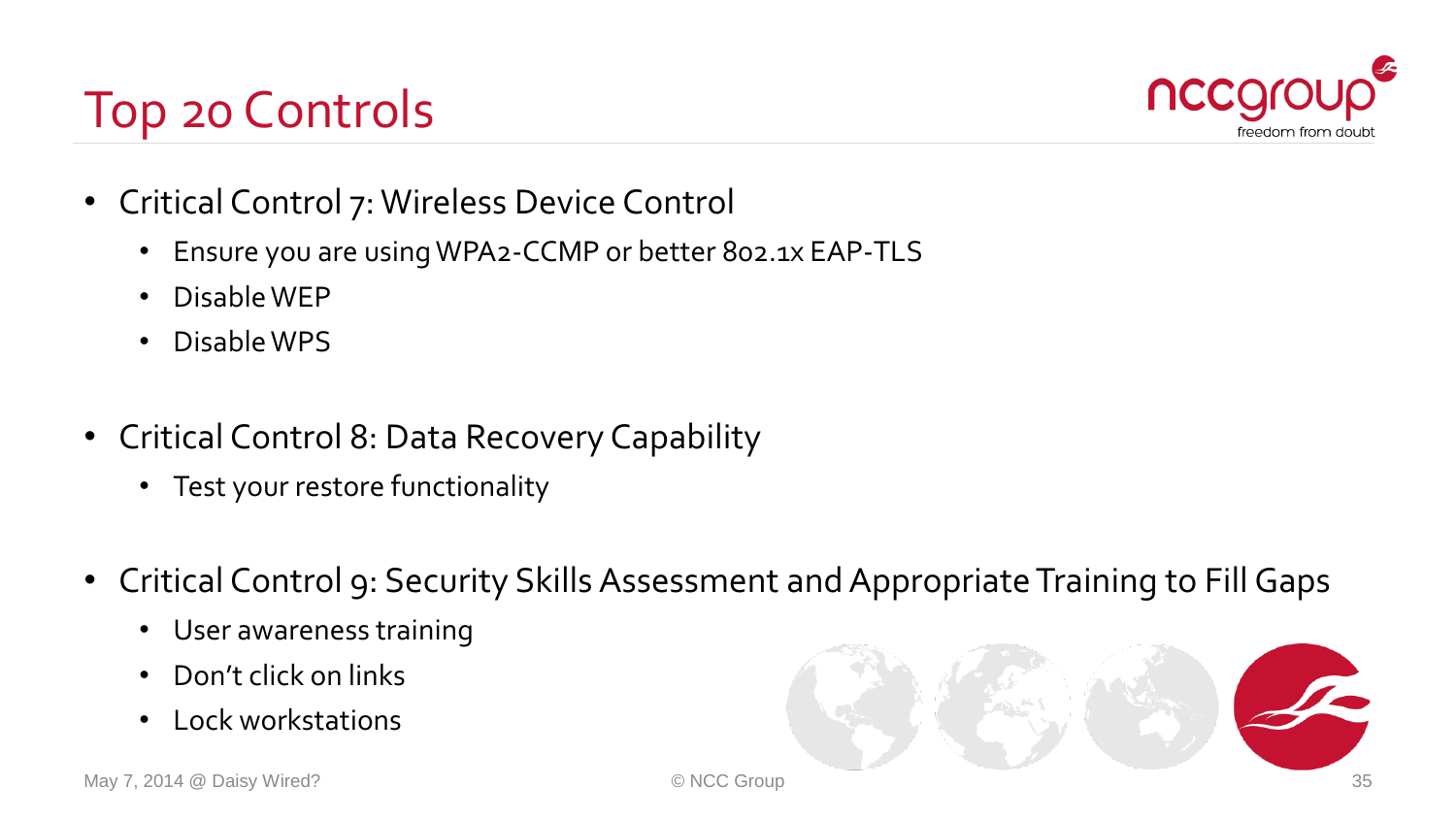# Top 20 Controls

- Critical Control 7: Wireless Device Control
  - Ensure you are using WPA2-CCMP or better 802.1x EAP-TLS
  - Disable WEP
  - Disable WPS
- Critical Control 8: Data Recovery Capability
  - Test your restore functionality
- Critical Control 9: Security Skills Assessment and Appropriate Training to Fill Gaps
  - User awareness training
  - Don't click on links
  - Lock workstations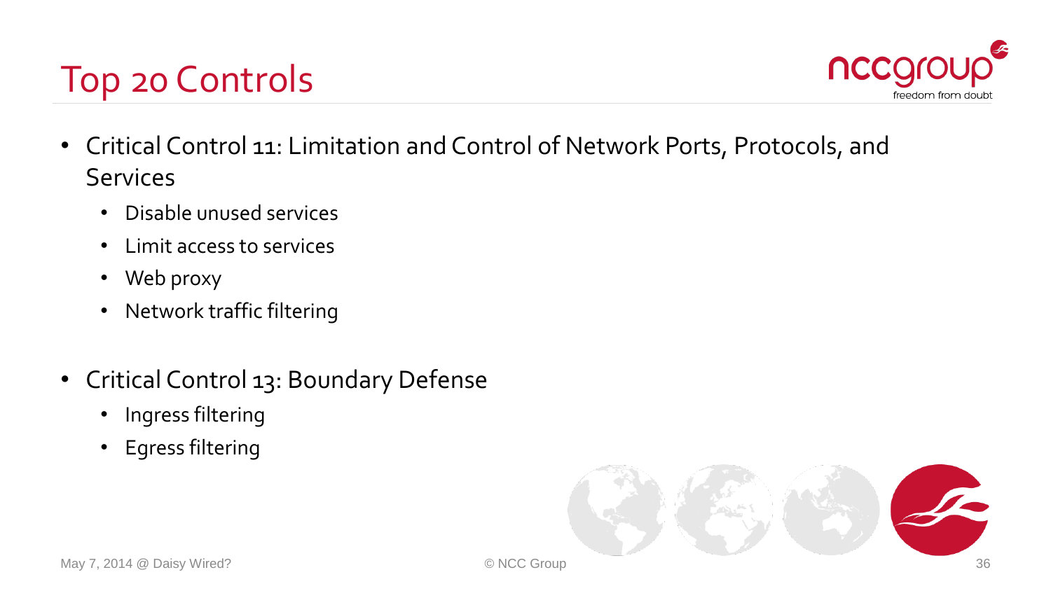# Top 20 Controls

- Critical Control 11: Limitation and Control of Network Ports, Protocols, and Services
  - Disable unused services
  - Limit access to services
  - Web proxy
  - Network traffic filtering
- Critical Control 13: Boundary Defense
  - Ingress filtering
  - Egress filtering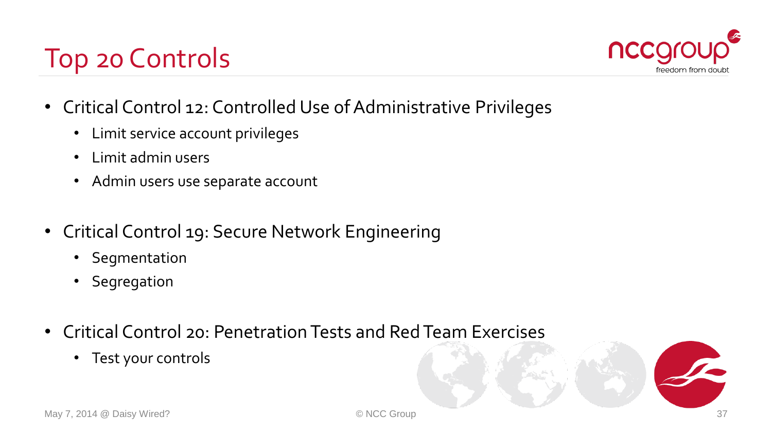# Top 20 Controls

- Critical Control 12: Controlled Use of Administrative Privileges
  - Limit service account privileges
  - Limit admin users
  - Admin users use separate account
- Critical Control 19: Secure Network Engineering
  - Segmentation
  - Segregation
- Critical Control 20: Penetration Tests and Red Team Exercises
  - Test your controls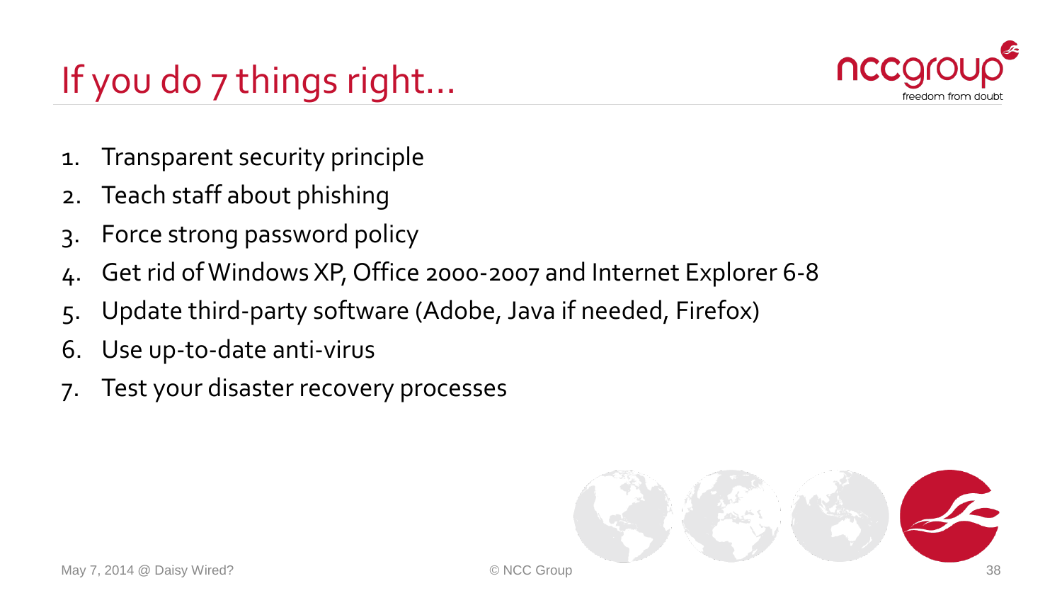# If you do 7 things right…

1. Transparent security principle
2. Teach staff about phishing
3. Force strong password policy
4. Get rid of Windows XP, Office 2000-2007 and Internet Explorer 6-8
5. Update third-party software (Adobe, Java if needed, Firefox)
6. Use up-to-date anti-virus
7. Test your disaster recovery processes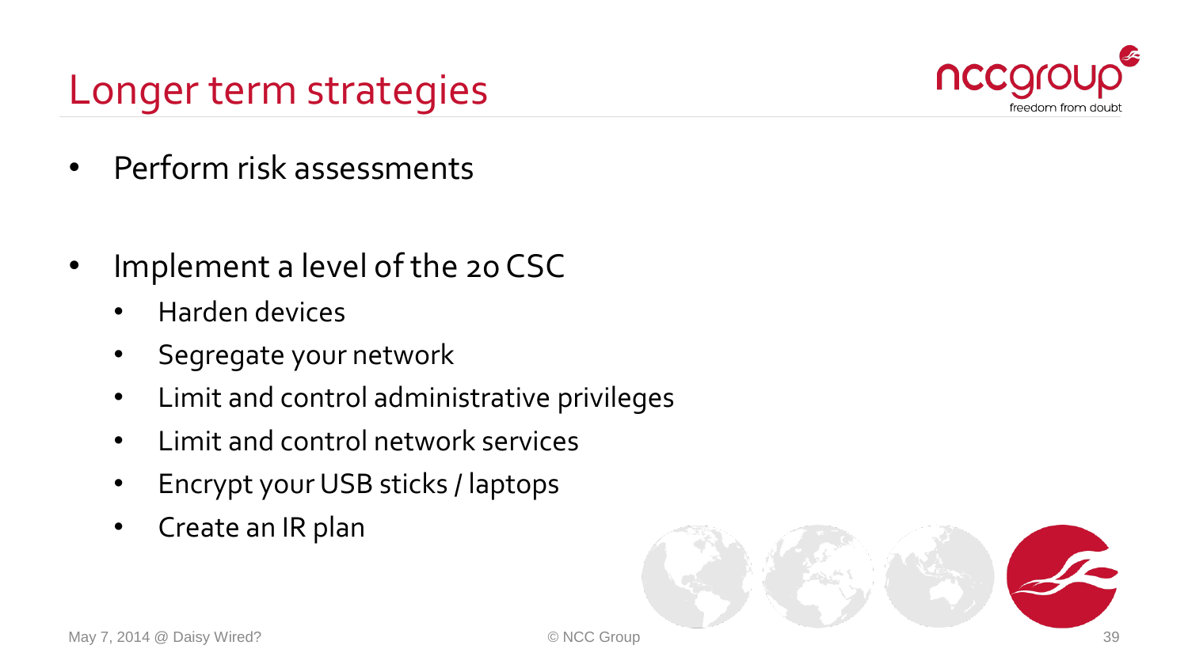# Longer term strategies

- Perform risk assessments

- Implement a level of the 20 CSC
  - Harden devices
  - Segregate your network
  - Limit and control administrative privileges
  - Limit and control network services
  - Encrypt your USB sticks / laptops
  - Create an IR plan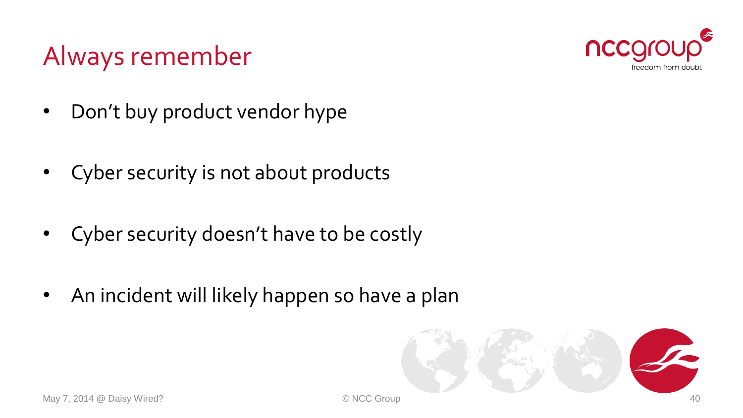# Always remember

- Don't buy product vendor hype
- Cyber security is not about products
- Cyber security doesn't have to be costly
- An incident will likely happen so have a plan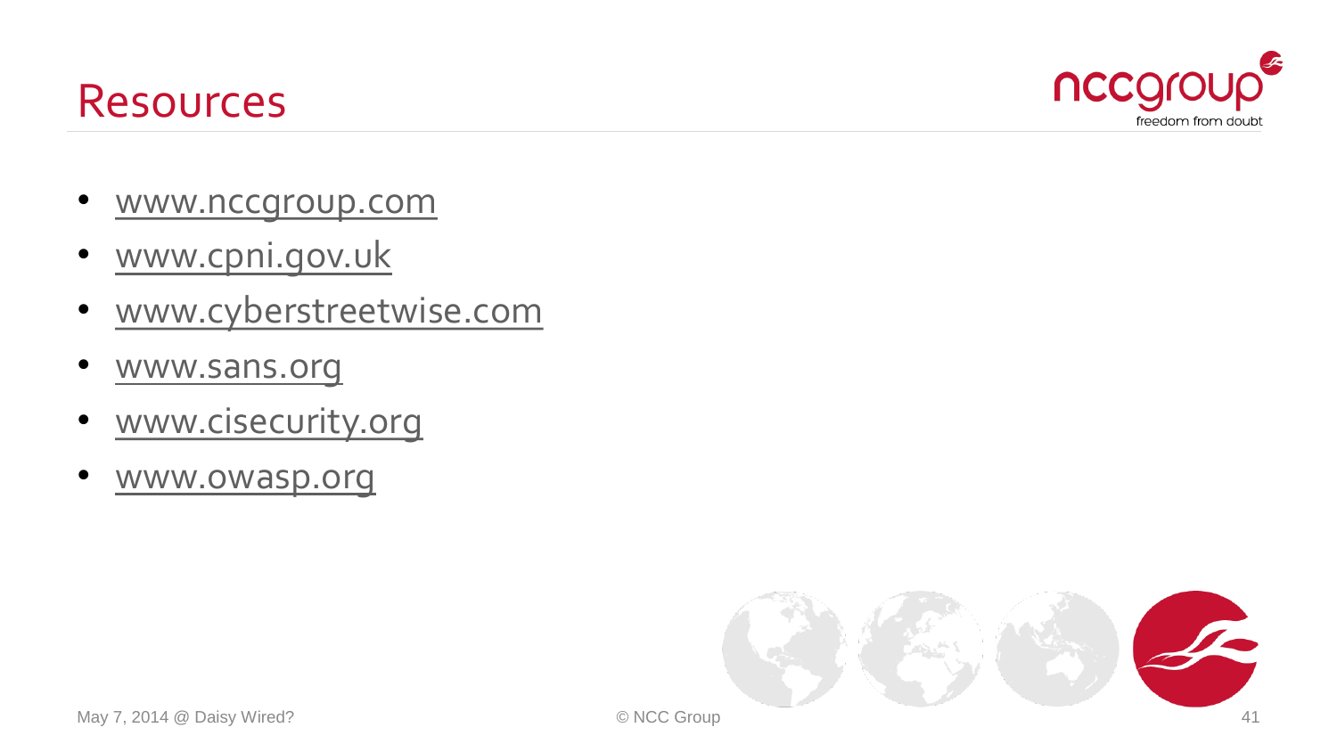# Resources

- www.nccgroup.com
- www.cpni.gov.uk
- www.cyberstreetwise.com
- www.sans.org
- www.cisecurity.org
- www.owasp.org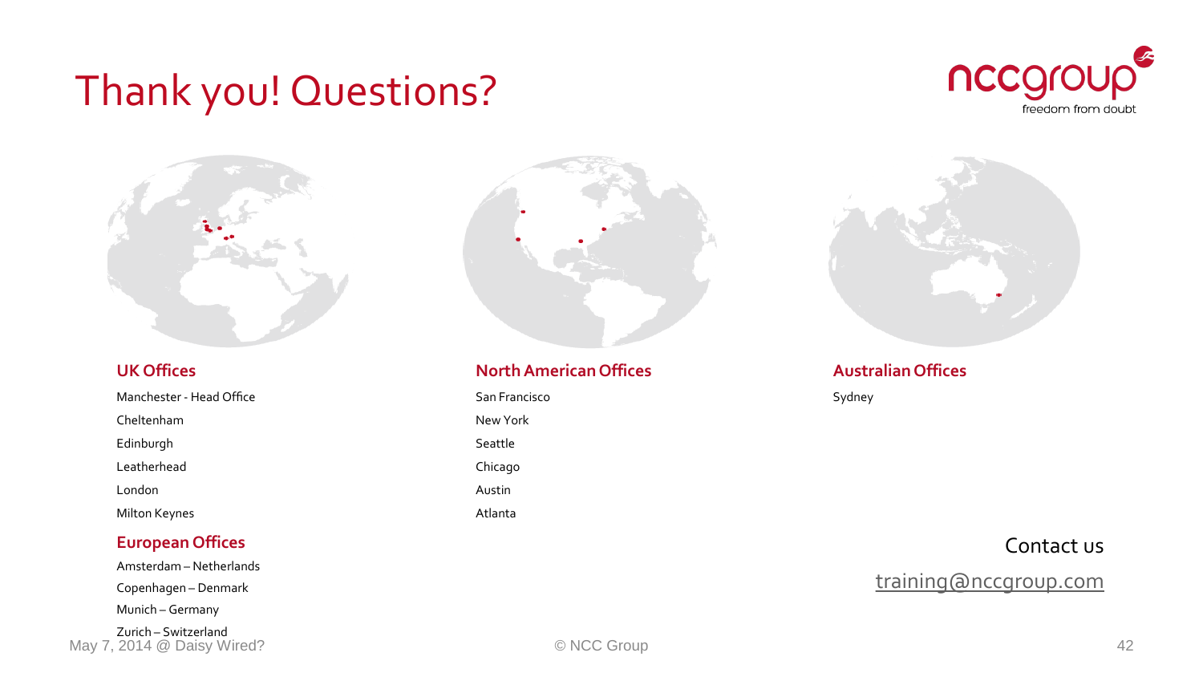# Thank you! Questions?

nccgroup
freedom from doubt

## UK Offices

Manchester - Head Office

Cheltenham

Edinburgh

Leatherhead

London

Milton Keynes

## European Offices

Amsterdam – Netherlands

Copenhagen – Denmark

Munich – Germany

Zurich – Switzerland

## North American Offices

San Francisco

New York

Seattle

Chicago

Austin

Atlanta

## Australian Offices

Sydney

Contact us

training@nccgroup.com

May 7, 2014 @ Daisy Wired?

© NCC Group